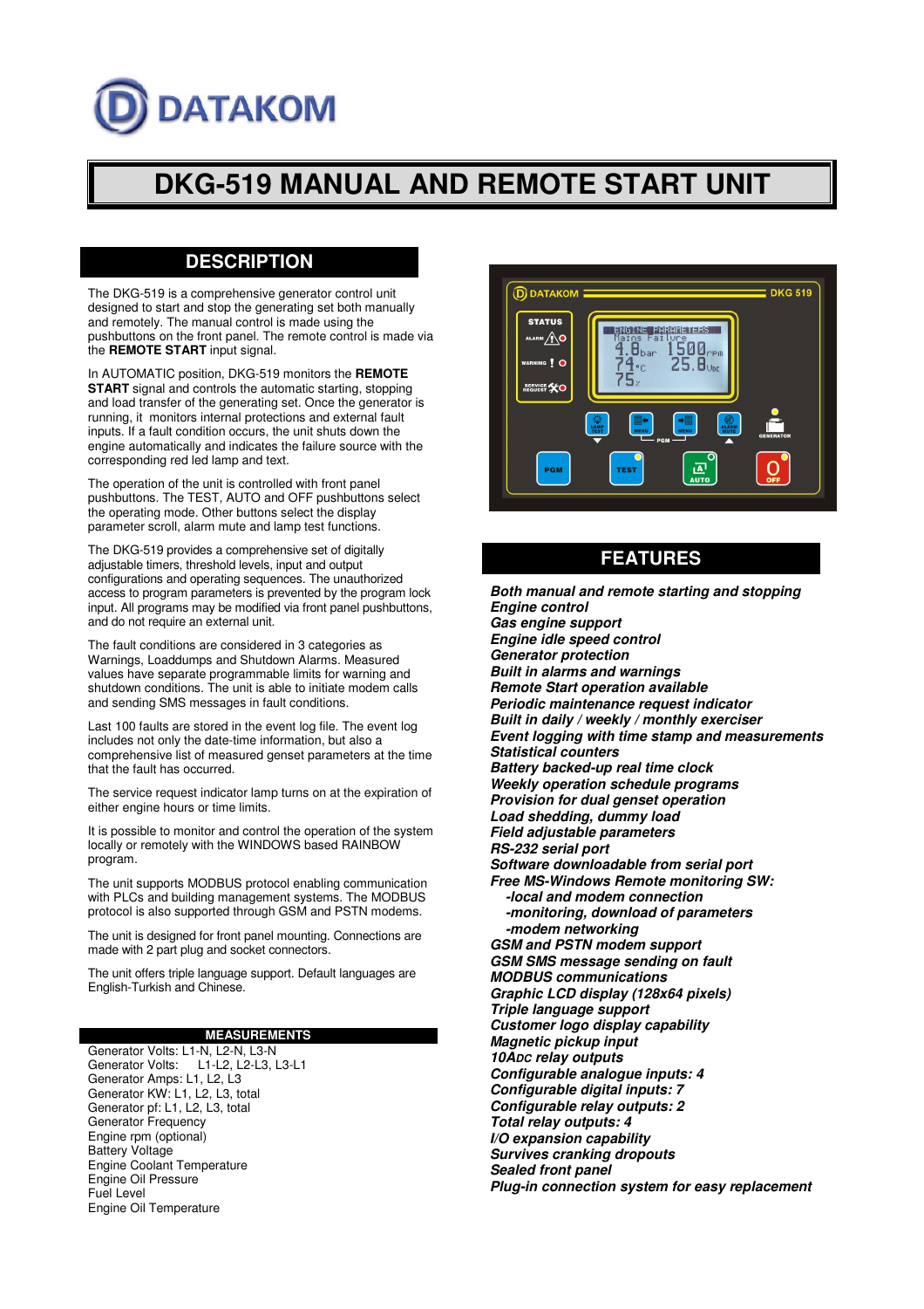DATAKOM

# DKG-519 MANUAL AND REMOTE START UNIT

## DESCRIPTION

The DKG-519 is a comprehensive generator control unit designed to start and stop the generating set both manually and remotely. The manual control is made using the pushbuttons on the front panel. The remote control is made via the **REMOTE START** input signal.

In AUTOMATIC position, DKG-519 monitors the **REMOTE START** signal and controls the automatic starting, stopping and load transfer of the generating set. Once the generator is running, it monitors internal protections and external fault inputs. If a fault condition occurs, the unit shuts down the engine automatically and indicates the failure source with the corresponding red led lamp and text.

The operation of the unit is controlled with front panel pushbuttons. The TEST, AUTO and OFF pushbuttons select the operating mode. Other buttons select the display parameter scroll, alarm mute and lamp test functions.

The DKG-519 provides a comprehensive set of digitally adjustable timers, threshold levels, input and output configurations and operating sequences. The unauthorized access to program parameters is prevented by the program lock input. All programs may be modified via front panel pushbuttons, and do not require an external unit.

The fault conditions are considered in 3 categories as Warnings, Loaddumps and Shutdown Alarms. Measured values have separate programmable limits for warning and shutdown conditions. The unit is able to initiate modem calls and sending SMS messages in fault conditions.

Last 100 faults are stored in the event log file. The event log includes not only the date-time information, but also a comprehensive list of measured genset parameters at the time that the fault has occurred.

The service request indicator lamp turns on at the expiration of either engine hours or time limits.

It is possible to monitor and control the operation of the system locally or remotely with the WINDOWS based RAINBOW program.

The unit supports MODBUS protocol enabling communication with PLCs and building management systems. The MODBUS protocol is also supported through GSM and PSTN modems.

The unit is designed for front panel mounting. Connections are made with 2 part plug and socket connectors.

The unit offers triple language support. Default languages are English-Turkish and Chinese.

### MEASUREMENTS

Generator Volts: L1-N, L2-N, L3-N
Generator Volts: L1-L2, L2-L3, L3-L1
Generator Amps: L1, L2, L3
Generator KW: L1, L2, L3, total
Generator pf: L1, L2, L3, total
Generator Frequency
Engine rpm (optional)
Battery Voltage
Engine Coolant Temperature
Engine Oil Pressure
Fuel Level
Engine Oil Temperature

## FEATURES

***Both manual and remote starting and stopping***
***Engine control***
***Gas engine support***
***Engine idle speed control***
***Generator protection***
***Built in alarms and warnings***
***Remote Start operation available***
***Periodic maintenance request indicator***
***Built in daily / weekly / monthly exerciser***
***Event logging with time stamp and measurements***
***Statistical counters***
***Battery backed-up real time clock***
***Weekly operation schedule programs***
***Provision for dual genset operation***
***Load shedding, dummy load***
***Field adjustable parameters***
***RS-232 serial port***
***Software downloadable from serial port***
***Free MS-Windows Remote monitoring SW:***
- ***-local and modem connection***
- ***-monitoring, download of parameters***
- ***-modem networking***

***GSM and PSTN modem support***
***GSM SMS message sending on fault***
***MODBUS communications***
***Graphic LCD display (128x64 pixels)***
***Triple language support***
***Customer logo display capability***
***Magnetic pickup input***
***10ADC relay outputs***
***Configurable analogue inputs: 4***
***Configurable digital inputs: 7***
***Configurable relay outputs: 2***
***Total relay outputs: 4***
***I/O expansion capability***
***Survives cranking dropouts***
***Sealed front panel***
***Plug-in connection system for easy replacement***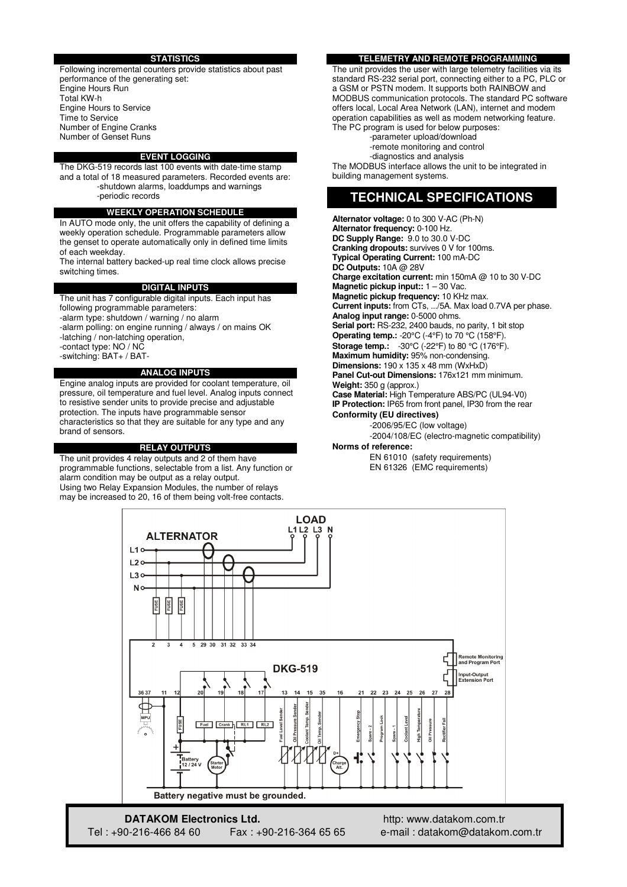## STATISTICS

Following incremental counters provide statistics about past performance of the generating set:
Engine Hours Run
Total KW-h
Engine Hours to Service
Time to Service
Number of Engine Cranks
Number of Genset Runs

## EVENT LOGGING

The DKG-519 records last 100 events with date-time stamp and a total of 18 measured parameters. Recorded events are:
-shutdown alarms, loaddumps and warnings
-periodic records

## WEEKLY OPERATION SCHEDULE

In AUTO mode only, the unit offers the capability of defining a weekly operation schedule. Programmable parameters allow the genset to operate automatically only in defined time limits of each weekday.
The internal battery backed-up real time clock allows precise switching times.

## DIGITAL INPUTS

The unit has 7 configurable digital inputs. Each input has following programmable parameters:
-alarm type: shutdown / warning / no alarm
-alarm polling: on engine running / always / on mains OK
-latching / non-latching operation,
-contact type: NO / NC
-switching: BAT+ / BAT-

## ANALOG INPUTS

Engine analog inputs are provided for coolant temperature, oil pressure, oil temperature and fuel level. Analog inputs connect to resistive sender units to provide precise and adjustable protection. The inputs have programmable sensor characteristics so that they are suitable for any type and any brand of sensors.

## RELAY OUTPUTS

The unit provides 4 relay outputs and 2 of them have programmable functions, selectable from a list. Any function or alarm condition may be output as a relay output.
Using two Relay Expansion Modules, the number of relays may be increased to 20, 16 of them being volt-free contacts.

## TELEMETRY AND REMOTE PROGRAMMING

The unit provides the user with large telemetry facilities via its standard RS-232 serial port, connecting either to a PC, PLC or a GSM or PSTN modem. It supports both RAINBOW and MODBUS communication protocols. The standard PC software offers local, Local Area Network (LAN), internet and modem operation capabilities as well as modem networking feature.
The PC program is used for below purposes:
-parameter upload/download
-remote monitoring and control
-diagnostics and analysis
The MODBUS interface allows the unit to be integrated in building management systems.

# TECHNICAL SPECIFICATIONS

**Alternator voltage:** 0 to 300 V-AC (Ph-N)
**Alternator frequency:** 0-100 Hz.
**DC Supply Range:** 9.0 to 30.0 V-DC
**Cranking dropouts:** survives 0 V for 100ms.
**Typical Operating Current:** 100 mA-DC
**DC Outputs:** 10A @ 28V
**Charge excitation current:** min 150mA @ 10 to 30 V-DC
**Magnetic pickup input::** 1 – 30 Vac.
**Magnetic pickup frequency:** 10 KHz max.
**Current inputs:** from CTs, .../5A. Max load 0.7VA per phase.
**Analog input range:** 0-5000 ohms.
**Serial port:** RS-232, 2400 bauds, no parity, 1 bit stop
**Operating temp.:** -20°C (-4°F) to 70 °C (158°F).
**Storage temp.:** -30°C (-22°F) to 80 °C (176°F).
**Maximum humidity:** 95% non-condensing.
**Dimensions:** 190 x 135 x 48 mm (WxHxD)
**Panel Cut-out Dimensions:** 176x121 mm minimum.
**Weight:** 350 g (approx.)
**Case Material:** High Temperature ABS/PC (UL94-V0)
**IP Protection:** IP65 from front panel, IP30 from the rear
**Conformity (EU directives)**
-2006/95/EC (low voltage)
-2004/108/EC (electro-magnetic compatibility)
**Norms of reference:**
EN 61010 (safety requirements)
EN 61326 (EMC requirements)

LOAD
L1 L2 L3 N
ALTERNATOR
L1
L2
L3
N
FUSE FUSE FUSE
2 3 4 5 29 30 31 32 33 34
DKG-519
Remote Monitoring and Program Port
Input-Output Extension Port
36 37 11 12 20 19 18 17 13 14 15 35 16 21 22 23 24 25 26 27 28
MPU
FUSE
Fuel Crank RL1 RL2
Battery 12 / 24 V
Starter Motor
Fuel Level Sender
Oil Pressure Sender
Coolant Temp. Sender
Oil Temp. Sender
D+
Charge Alt.
Emergency Stop
Spare - 2
Program Lock
Spare - 1
Coolant Level
High Temperature
Oil Pressure
Rectifier Fail
Battery negative must be grounded.

**DATAKOM Electronics Ltd.** http: www.datakom.com.tr
Tel : +90-216-466 84 60 Fax : +90-216-364 65 65 e-mail : datakom@datakom.com.tr